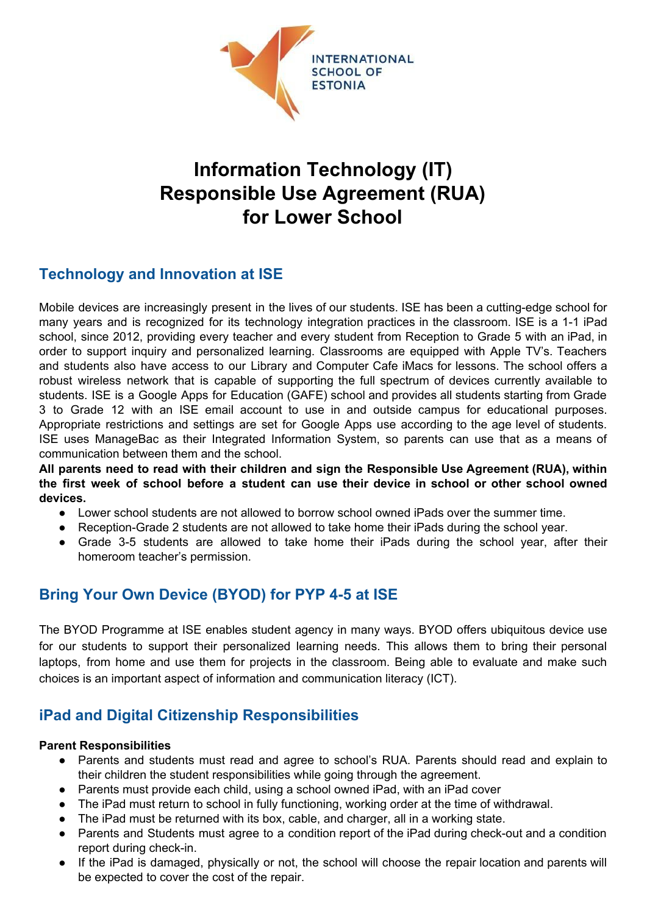INTERNATIONAL SCHOOL OF ESTONIA

# Information Technology (IT) Responsible Use Agreement (RUA) for Lower School

## Technology and Innovation at ISE

Mobile devices are increasingly present in the lives of our students. ISE has been a cutting-edge school for many years and is recognized for its technology integration practices in the classroom. ISE is a 1-1 iPad school, since 2012, providing every teacher and every student from Reception to Grade 5 with an iPad, in order to support inquiry and personalized learning. Classrooms are equipped with Apple TV's. Teachers and students also have access to our Library and Computer Cafe iMacs for lessons. The school offers a robust wireless network that is capable of supporting the full spectrum of devices currently available to students. ISE is a Google Apps for Education (GAFE) school and provides all students starting from Grade 3 to Grade 12 with an ISE email account to use in and outside campus for educational purposes. Appropriate restrictions and settings are set for Google Apps use according to the age level of students. ISE uses ManageBac as their Integrated Information System, so parents can use that as a means of communication between them and the school.

**All parents need to read with their children and sign the Responsible Use Agreement (RUA), within the first week of school before a student can use their device in school or other school owned devices.**

- Lower school students are not allowed to borrow school owned iPads over the summer time.
- Reception-Grade 2 students are not allowed to take home their iPads during the school year.
- Grade 3-5 students are allowed to take home their iPads during the school year, after their homeroom teacher's permission.

## Bring Your Own Device (BYOD) for PYP 4-5 at ISE

The BYOD Programme at ISE enables student agency in many ways. BYOD offers ubiquitous device use for our students to support their personalized learning needs. This allows them to bring their personal laptops, from home and use them for projects in the classroom. Being able to evaluate and make such choices is an important aspect of information and communication literacy (ICT).

## iPad and Digital Citizenship Responsibilities

**Parent Responsibilities**

- Parents and students must read and agree to school's RUA. Parents should read and explain to their children the student responsibilities while going through the agreement.
- Parents must provide each child, using a school owned iPad, with an iPad cover
- The iPad must return to school in fully functioning, working order at the time of withdrawal.
- The iPad must be returned with its box, cable, and charger, all in a working state.
- Parents and Students must agree to a condition report of the iPad during check-out and a condition report during check-in.
- If the iPad is damaged, physically or not, the school will choose the repair location and parents will be expected to cover the cost of the repair.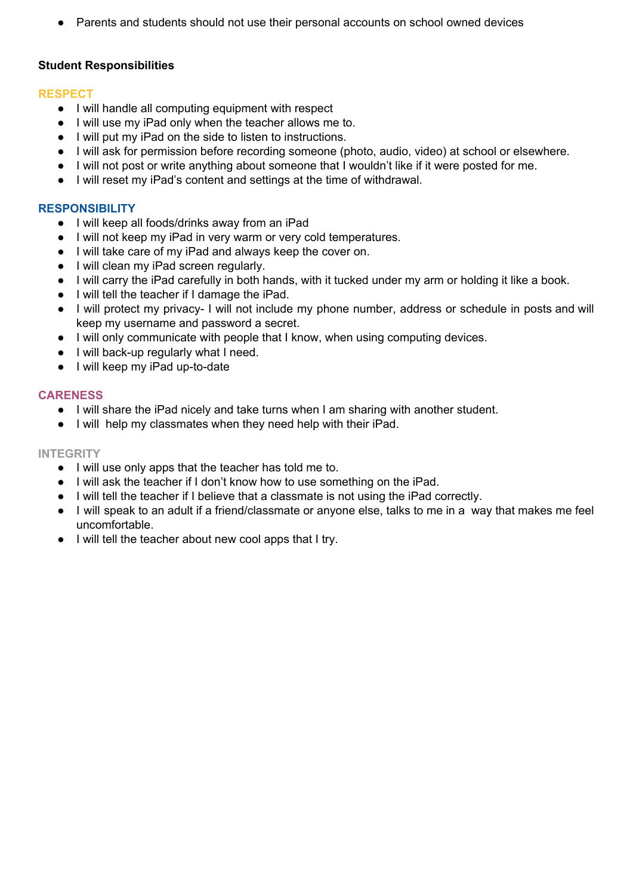- Parents and students should not use their personal accounts on school owned devices

**Student Responsibilities**

**RESPECT**

- I will handle all computing equipment with respect
- I will use my iPad only when the teacher allows me to.
- I will put my iPad on the side to listen to instructions.
- I will ask for permission before recording someone (photo, audio, video) at school or elsewhere.
- I will not post or write anything about someone that I wouldn't like if it were posted for me.
- I will reset my iPad's content and settings at the time of withdrawal.

**RESPONSIBILITY**

- I will keep all foods/drinks away from an iPad
- I will not keep my iPad in very warm or very cold temperatures.
- I will take care of my iPad and always keep the cover on.
- I will clean my iPad screen regularly.
- I will carry the iPad carefully in both hands, with it tucked under my arm or holding it like a book.
- I will tell the teacher if I damage the iPad.
- I will protect my privacy- I will not include my phone number, address or schedule in posts and will keep my username and password a secret.
- I will only communicate with people that I know, when using computing devices.
- I will back-up regularly what I need.
- I will keep my iPad up-to-date

**CARENESS**

- I will share the iPad nicely and take turns when I am sharing with another student.
- I will help my classmates when they need help with their iPad.

**INTEGRITY**

- I will use only apps that the teacher has told me to.
- I will ask the teacher if I don't know how to use something on the iPad.
- I will tell the teacher if I believe that a classmate is not using the iPad correctly.
- I will speak to an adult if a friend/classmate or anyone else, talks to me in a way that makes me feel uncomfortable.
- I will tell the teacher about new cool apps that I try.